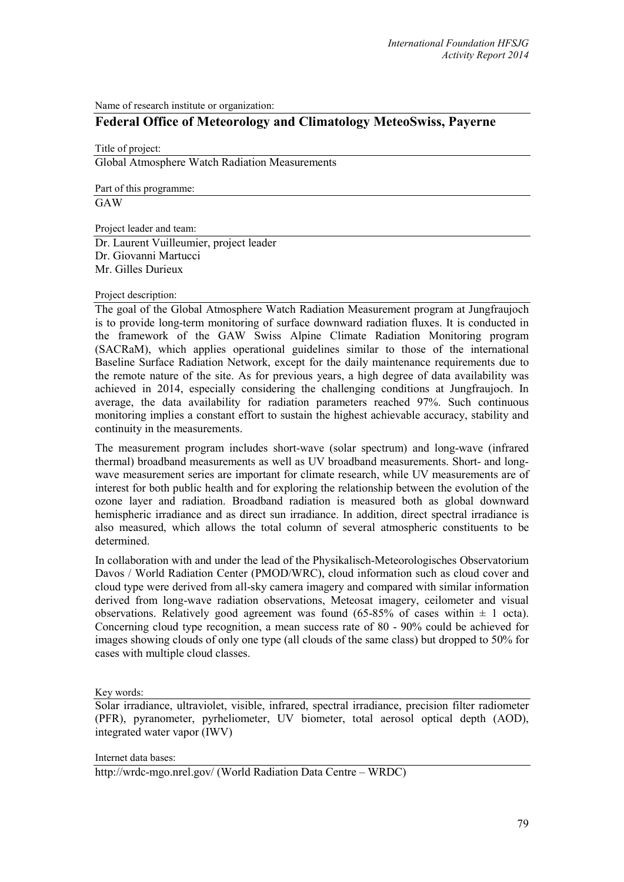Name of research institute or organization:

## Federal Office of Meteorology and Climatology MeteoSwiss, Payerne

Title of project:

Global Atmosphere Watch Radiation Measurements

Part of this programme:

GAW

Project leader and team:

Dr. Laurent Vuilleumier, project leader
Dr. Giovanni Martucci
Mr. Gilles Durieux

Project description:

The goal of the Global Atmosphere Watch Radiation Measurement program at Jungfraujoch is to provide long-term monitoring of surface downward radiation fluxes. It is conducted in the framework of the GAW Swiss Alpine Climate Radiation Monitoring program (SACRaM), which applies operational guidelines similar to those of the international Baseline Surface Radiation Network, except for the daily maintenance requirements due to the remote nature of the site. As for previous years, a high degree of data availability was achieved in 2014, especially considering the challenging conditions at Jungfraujoch. In average, the data availability for radiation parameters reached 97%. Such continuous monitoring implies a constant effort to sustain the highest achievable accuracy, stability and continuity in the measurements.

The measurement program includes short-wave (solar spectrum) and long-wave (infrared thermal) broadband measurements as well as UV broadband measurements. Short- and long-wave measurement series are important for climate research, while UV measurements are of interest for both public health and for exploring the relationship between the evolution of the ozone layer and radiation. Broadband radiation is measured both as global downward hemispheric irradiance and as direct sun irradiance. In addition, direct spectral irradiance is also measured, which allows the total column of several atmospheric constituents to be determined.

In collaboration with and under the lead of the Physikalisch-Meteorologisches Observatorium Davos / World Radiation Center (PMOD/WRC), cloud information such as cloud cover and cloud type were derived from all-sky camera imagery and compared with similar information derived from long-wave radiation observations, Meteosat imagery, ceilometer and visual observations. Relatively good agreement was found (65-85% of cases within $\pm$ 1 octa). Concerning cloud type recognition, a mean success rate of 80 - 90% could be achieved for images showing clouds of only one type (all clouds of the same class) but dropped to 50% for cases with multiple cloud classes.

Key words:

Solar irradiance, ultraviolet, visible, infrared, spectral irradiance, precision filter radiometer (PFR), pyranometer, pyrheliometer, UV biometer, total aerosol optical depth (AOD), integrated water vapor (IWV)

Internet data bases:

http://wrdc-mgo.nrel.gov/ (World Radiation Data Centre – WRDC)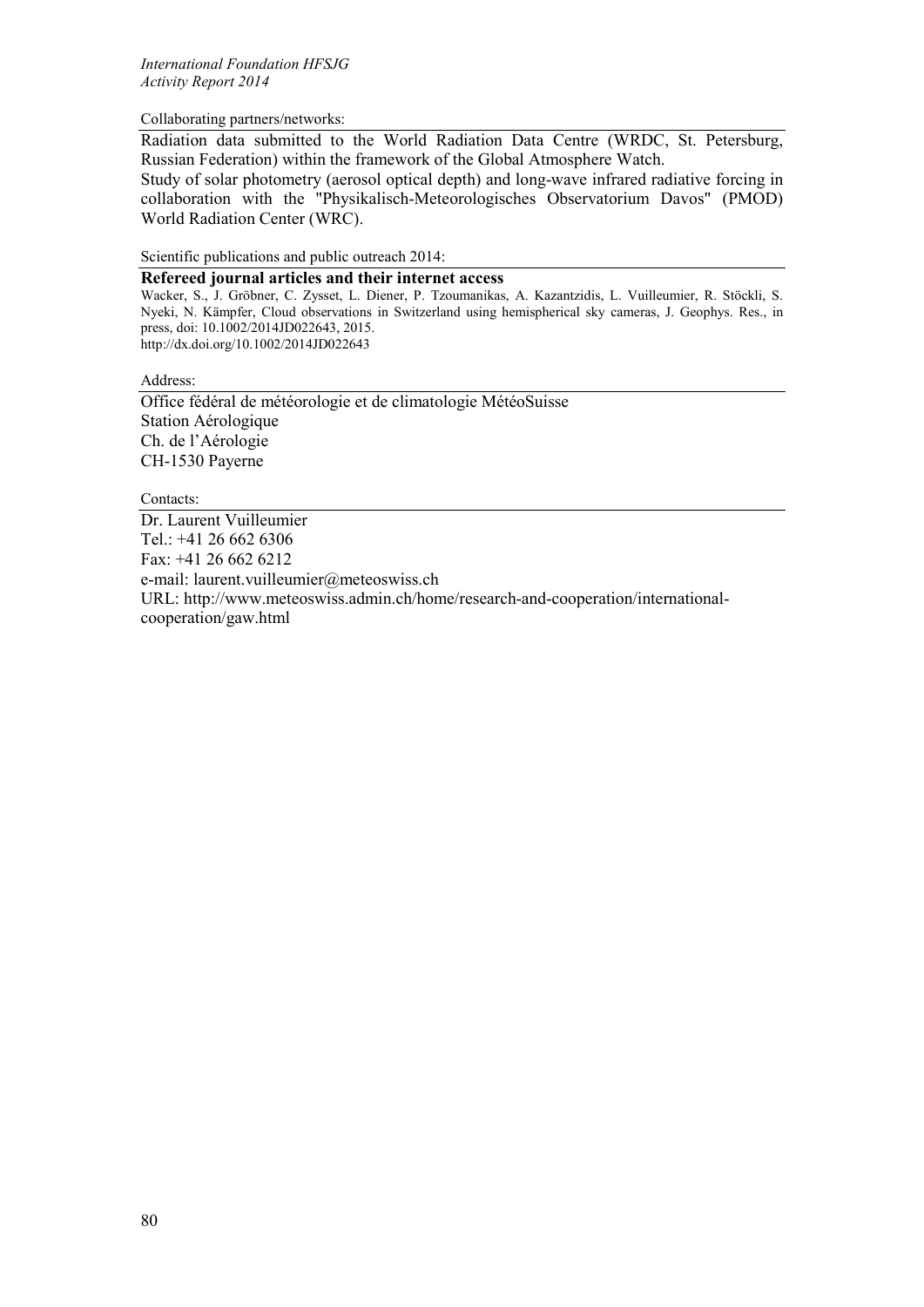Collaborating partners/networks:

Radiation data submitted to the World Radiation Data Centre (WRDC, St. Petersburg, Russian Federation) within the framework of the Global Atmosphere Watch.

Study of solar photometry (aerosol optical depth) and long-wave infrared radiative forcing in collaboration with the "Physikalisch-Meteorologisches Observatorium Davos" (PMOD) World Radiation Center (WRC).

Scientific publications and public outreach 2014:

**Refereed journal articles and their internet access**

Wacker, S., J. Gröbner, C. Zysset, L. Diener, P. Tzoumanikas, A. Kazantzidis, L. Vuilleumier, R. Stöckli, S. Nyeki, N. Kämpfer, Cloud observations in Switzerland using hemispherical sky cameras, J. Geophys. Res., in press, doi: 10.1002/2014JD022643, 2015.
http://dx.doi.org/10.1002/2014JD022643

Address:

Office fédéral de météorologie et de climatologie MétéoSuisse
Station Aérologique
Ch. de l'Aérologie
CH-1530 Payerne

Contacts:

Dr. Laurent Vuilleumier
Tel.: +41 26 662 6306
Fax: +41 26 662 6212
e-mail: laurent.vuilleumier@meteoswiss.ch
URL: http://www.meteoswiss.admin.ch/home/research-and-cooperation/international-cooperation/gaw.html